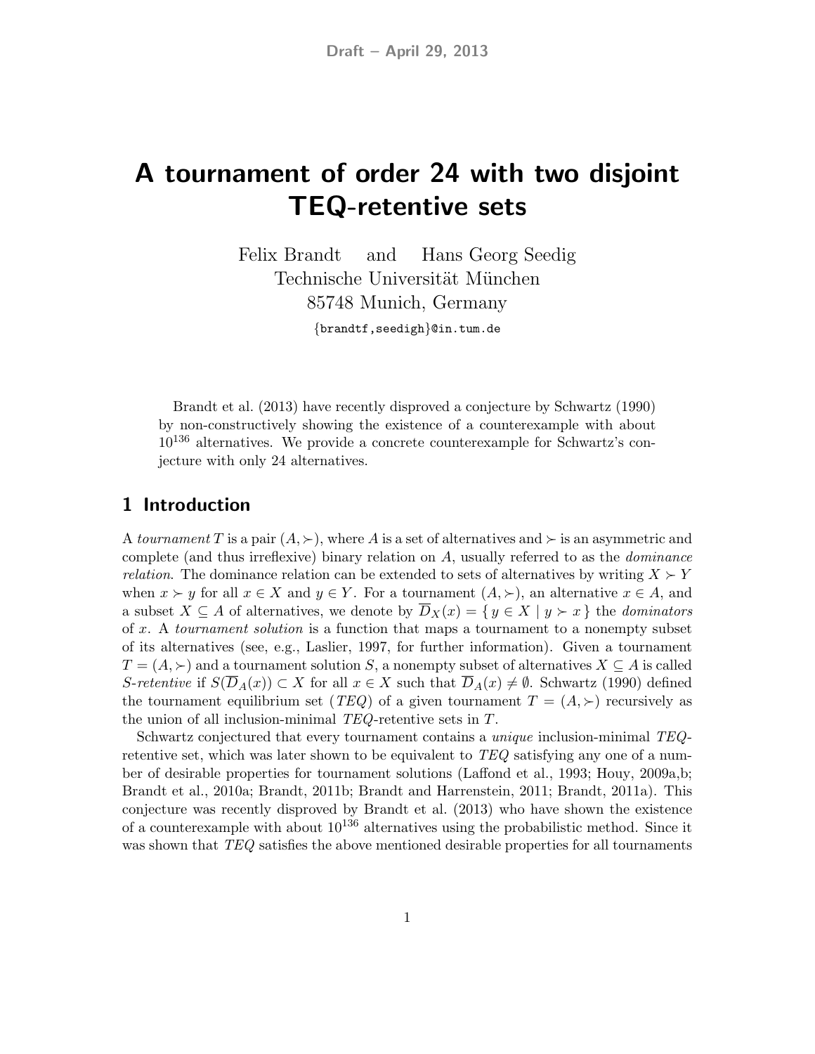Draft – April 29, 2013

# A tournament of order 24 with two disjoint TEQ-retentive sets

Felix Brandt and Hans Georg Seedig
Technische Universität München
85748 Munich, Germany

{brandtf,seedigh}@in.tum.de

Brandt et al. (2013) have recently disproved a conjecture by Schwartz (1990) by non-constructively showing the existence of a counterexample with about $10^{136}$ alternatives. We provide a concrete counterexample for Schwartz's conjecture with only 24 alternatives.

## 1 Introduction

A *tournament* $T$ is a pair $(A, \succ)$, where $A$ is a set of alternatives and $\succ$ is an asymmetric and complete (and thus irreflexive) binary relation on $A$, usually referred to as the *dominance relation*. The dominance relation can be extended to sets of alternatives by writing $X \succ Y$ when $x \succ y$ for all $x \in X$ and $y \in Y$. For a tournament $(A, \succ)$, an alternative $x \in A$, and a subset $X \subseteq A$ of alternatives, we denote by $\overline{D}_X(x) = \{ y \in X \mid y \succ x \}$ the *dominators* of $x$. A *tournament solution* is a function that maps a tournament to a nonempty subset of its alternatives (see, e.g., Laslier, 1997, for further information). Given a tournament $T = (A, \succ)$ and a tournament solution $S$, a nonempty subset of alternatives $X \subseteq A$ is called *S-retentive* if $S(\overline{D}_A(x)) \subset X$ for all $x \in X$ such that $\overline{D}_A(x) \neq \emptyset$. Schwartz (1990) defined the tournament equilibrium set (*TEQ*) of a given tournament $T = (A, \succ)$ recursively as the union of all inclusion-minimal *TEQ*-retentive sets in $T$.

Schwartz conjectured that every tournament contains a *unique* inclusion-minimal *TEQ*-retentive set, which was later shown to be equivalent to *TEQ* satisfying any one of a number of desirable properties for tournament solutions (Laffond et al., 1993; Houy, 2009a,b; Brandt et al., 2010a; Brandt, 2011b; Brandt and Harrenstein, 2011; Brandt, 2011a). This conjecture was recently disproved by Brandt et al. (2013) who have shown the existence of a counterexample with about $10^{136}$ alternatives using the probabilistic method. Since it was shown that *TEQ* satisfies the above mentioned desirable properties for all tournaments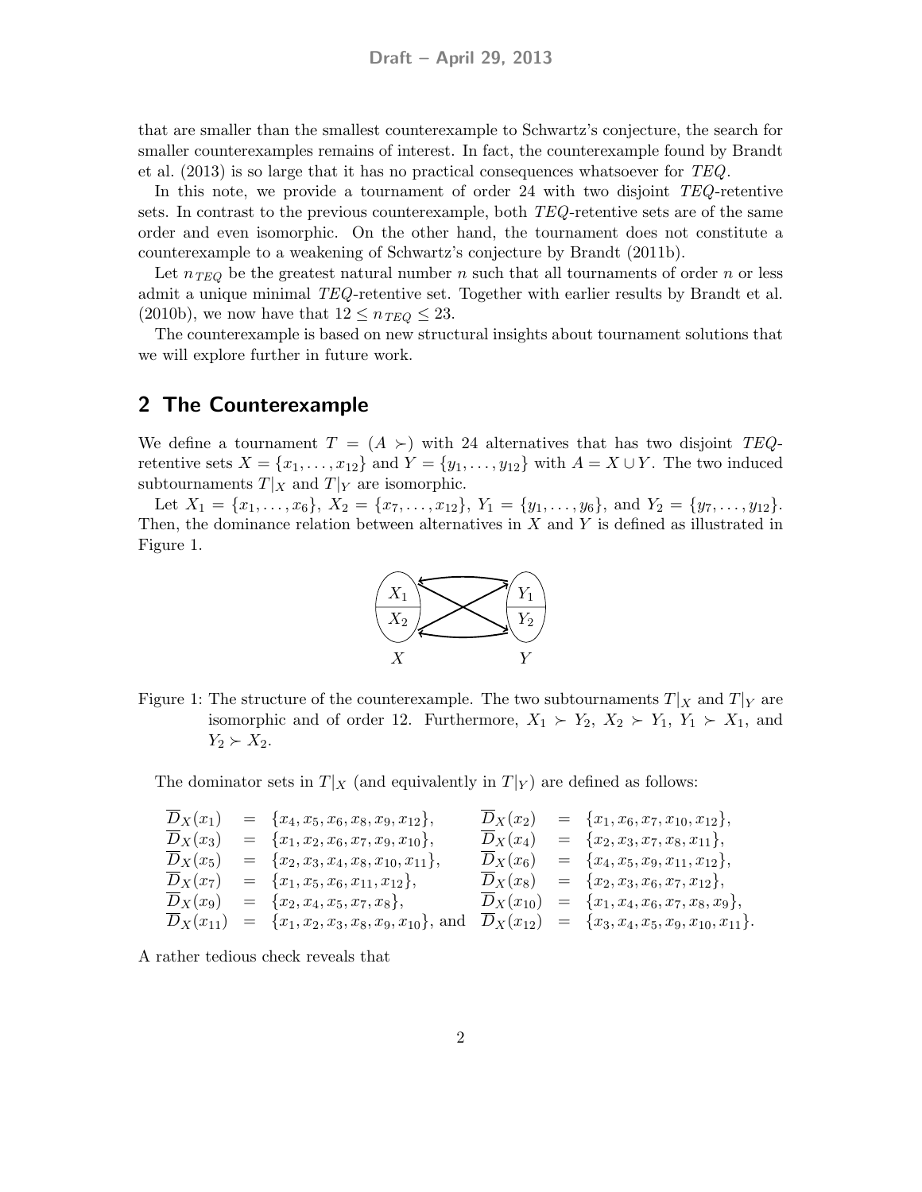that are smaller than the smallest counterexample to Schwartz's conjecture, the search for smaller counterexamples remains of interest. In fact, the counterexample found by Brandt et al. (2013) is so large that it has no practical consequences whatsoever for *TEQ*.

In this note, we provide a tournament of order 24 with two disjoint *TEQ*-retentive sets. In contrast to the previous counterexample, both *TEQ*-retentive sets are of the same order and even isomorphic. On the other hand, the tournament does not constitute a counterexample to a weakening of Schwartz's conjecture by Brandt (2011b).

Let $n_{TEQ}$ be the greatest natural number $n$ such that all tournaments of order $n$ or less admit a unique minimal *TEQ*-retentive set. Together with earlier results by Brandt et al. (2010b), we now have that $12 \leq n_{TEQ} \leq 23$.

The counterexample is based on new structural insights about tournament solutions that we will explore further in future work.

## 2 The Counterexample

We define a tournament $T = (A \succ)$ with 24 alternatives that has two disjoint *TEQ*-retentive sets $X = \{x_1, \ldots, x_{12}\}$ and $Y = \{y_1, \ldots, y_{12}\}$ with $A = X \cup Y$. The two induced subtournaments $T|_X$ and $T|_Y$ are isomorphic.

Let $X_1 = \{x_1, \ldots, x_6\}$, $X_2 = \{x_7, \ldots, x_{12}\}$, $Y_1 = \{y_1, \ldots, y_6\}$, and $Y_2 = \{y_7, \ldots, y_{12}\}$. Then, the dominance relation between alternatives in $X$ and $Y$ is defined as illustrated in Figure 1.

Figure 1: The structure of the counterexample. The two subtournaments $T|_X$ and $T|_Y$ are isomorphic and of order 12. Furthermore, $X_1 \succ Y_2$, $X_2 \succ Y_1$, $Y_1 \succ X_1$, and $Y_2 \succ X_2$.

The dominator sets in $T|_X$ (and equivalently in $T|_Y$) are defined as follows:

$$
\begin{aligned}
\overline{D}_X(x_1) &= \{x_4, x_5, x_6, x_8, x_9, x_{12}\}, & \overline{D}_X(x_2) &= \{x_1, x_6, x_7, x_{10}, x_{12}\}, \\
\overline{D}_X(x_3) &= \{x_1, x_2, x_6, x_7, x_9, x_{10}\}, & \overline{D}_X(x_4) &= \{x_2, x_3, x_7, x_8, x_{11}\}, \\
\overline{D}_X(x_5) &= \{x_2, x_3, x_4, x_8, x_{10}, x_{11}\}, & \overline{D}_X(x_6) &= \{x_4, x_5, x_9, x_{11}, x_{12}\}, \\
\overline{D}_X(x_7) &= \{x_1, x_5, x_6, x_{11}, x_{12}\}, & \overline{D}_X(x_8) &= \{x_2, x_3, x_6, x_7, x_{12}\}, \\
\overline{D}_X(x_9) &= \{x_2, x_4, x_5, x_7, x_8\}, & \overline{D}_X(x_{10}) &= \{x_1, x_4, x_6, x_7, x_8, x_9\}, \\
\overline{D}_X(x_{11}) &= \{x_1, x_2, x_3, x_8, x_9, x_{10}\}, \text{ and } & \overline{D}_X(x_{12}) &= \{x_3, x_4, x_5, x_9, x_{10}, x_{11}\}.
\end{aligned}
$$

A rather tedious check reveals that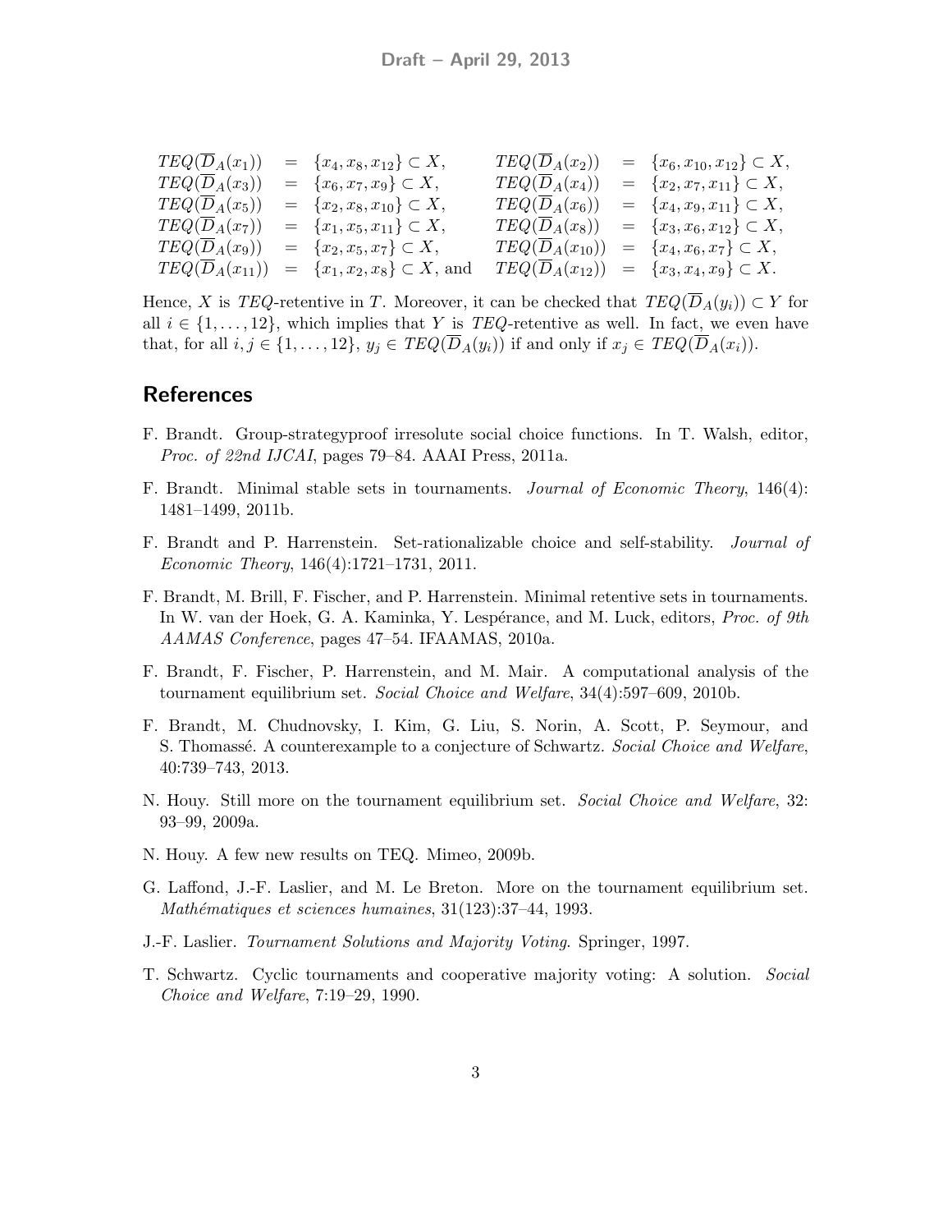$$
\begin{array}{llllll}
TEQ(\overline{D}_A(x_1)) & = & \{x_4, x_8, x_{12}\} \subset X, & TEQ(\overline{D}_A(x_2)) & = & \{x_6, x_{10}, x_{12}\} \subset X, \\
TEQ(\overline{D}_A(x_3)) & = & \{x_6, x_7, x_9\} \subset X, & TEQ(\overline{D}_A(x_4)) & = & \{x_2, x_7, x_{11}\} \subset X, \\
TEQ(\overline{D}_A(x_5)) & = & \{x_2, x_8, x_{10}\} \subset X, & TEQ(\overline{D}_A(x_6)) & = & \{x_4, x_9, x_{11}\} \subset X, \\
TEQ(\overline{D}_A(x_7)) & = & \{x_1, x_5, x_{11}\} \subset X, & TEQ(\overline{D}_A(x_8)) & = & \{x_3, x_6, x_{12}\} \subset X, \\
TEQ(\overline{D}_A(x_9)) & = & \{x_2, x_5, x_7\} \subset X, & TEQ(\overline{D}_A(x_{10})) & = & \{x_4, x_6, x_7\} \subset X, \\
TEQ(\overline{D}_A(x_{11})) & = & \{x_1, x_2, x_8\} \subset X, \text{ and} & TEQ(\overline{D}_A(x_{12})) & = & \{x_3, x_4, x_9\} \subset X.
\end{array}
$$

Hence, $X$ is *TEQ*-retentive in $T$. Moreover, it can be checked that $TEQ(\overline{D}_A(y_i)) \subset Y$ for all $i \in \{1, \ldots, 12\}$, which implies that $Y$ is *TEQ*-retentive as well. In fact, we even have that, for all $i, j \in \{1, \ldots, 12\}$, $y_j \in TEQ(\overline{D}_A(y_i))$ if and only if $x_j \in TEQ(\overline{D}_A(x_i))$.

## References

F. Brandt. Group-strategyproof irresolute social choice functions. In T. Walsh, editor, *Proc. of 22nd IJCAI*, pages 79–84. AAAI Press, 2011a.

F. Brandt. Minimal stable sets in tournaments. *Journal of Economic Theory*, 146(4): 1481–1499, 2011b.

F. Brandt and P. Harrenstein. Set-rationalizable choice and self-stability. *Journal of Economic Theory*, 146(4):1721–1731, 2011.

F. Brandt, M. Brill, F. Fischer, and P. Harrenstein. Minimal retentive sets in tournaments. In W. van der Hoek, G. A. Kaminka, Y. Lespérance, and M. Luck, editors, *Proc. of 9th AAMAS Conference*, pages 47–54. IFAAMAS, 2010a.

F. Brandt, F. Fischer, P. Harrenstein, and M. Mair. A computational analysis of the tournament equilibrium set. *Social Choice and Welfare*, 34(4):597–609, 2010b.

F. Brandt, M. Chudnovsky, I. Kim, G. Liu, S. Norin, A. Scott, P. Seymour, and S. Thomassé. A counterexample to a conjecture of Schwartz. *Social Choice and Welfare*, 40:739–743, 2013.

N. Houy. Still more on the tournament equilibrium set. *Social Choice and Welfare*, 32: 93–99, 2009a.

N. Houy. A few new results on TEQ. Mimeo, 2009b.

G. Laffond, J.-F. Laslier, and M. Le Breton. More on the tournament equilibrium set. *Mathématiques et sciences humaines*, 31(123):37–44, 1993.

J.-F. Laslier. *Tournament Solutions and Majority Voting*. Springer, 1997.

T. Schwartz. Cyclic tournaments and cooperative majority voting: A solution. *Social Choice and Welfare*, 7:19–29, 1990.